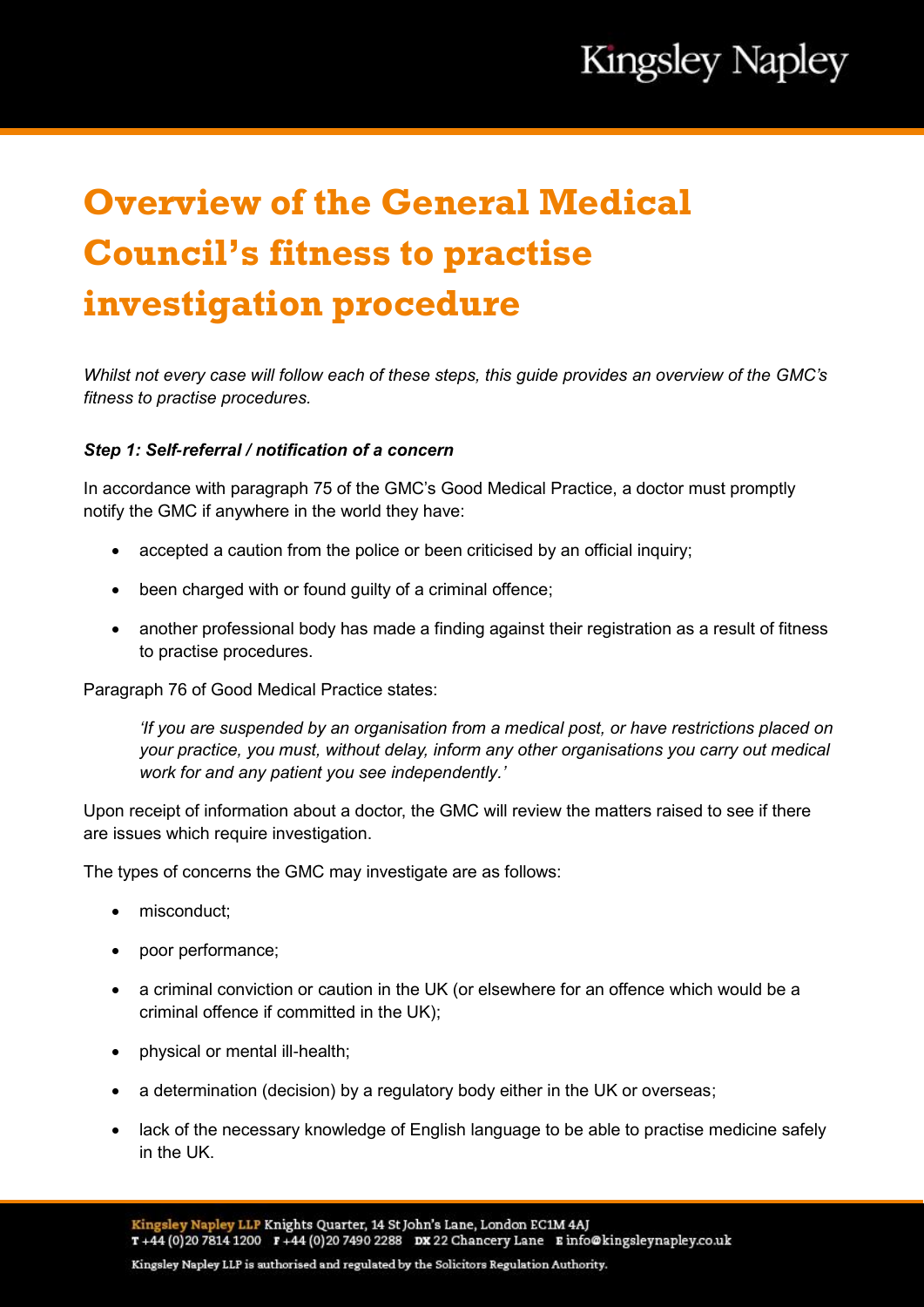# Overview of the General Medical Council's fitness to practise investigation procedure

*Whilst not every case will follow each of these steps, this guide provides an overview of the GMC's fitness to practise procedures.*

***Step 1: Self-referral / notification of a concern***

In accordance with paragraph 75 of the GMC's Good Medical Practice, a doctor must promptly notify the GMC if anywhere in the world they have:

- accepted a caution from the police or been criticised by an official inquiry;
- been charged with or found guilty of a criminal offence;
- another professional body has made a finding against their registration as a result of fitness to practise procedures.

Paragraph 76 of Good Medical Practice states:

> *'If you are suspended by an organisation from a medical post, or have restrictions placed on your practice, you must, without delay, inform any other organisations you carry out medical work for and any patient you see independently.'*

Upon receipt of information about a doctor, the GMC will review the matters raised to see if there are issues which require investigation.

The types of concerns the GMC may investigate are as follows:

- misconduct;
- poor performance;
- a criminal conviction or caution in the UK (or elsewhere for an offence which would be a criminal offence if committed in the UK);
- physical or mental ill-health;
- a determination (decision) by a regulatory body either in the UK or overseas;
- lack of the necessary knowledge of English language to be able to practise medicine safely in the UK.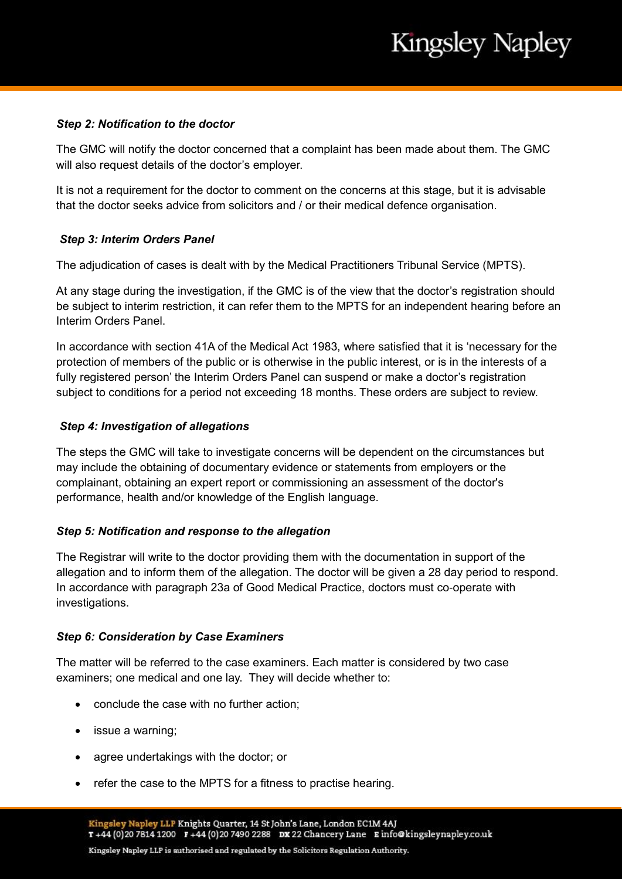***Step 2: Notification to the doctor***

The GMC will notify the doctor concerned that a complaint has been made about them. The GMC will also request details of the doctor's employer.

It is not a requirement for the doctor to comment on the concerns at this stage, but it is advisable that the doctor seeks advice from solicitors and / or their medical defence organisation.

***Step 3: Interim Orders Panel***

The adjudication of cases is dealt with by the Medical Practitioners Tribunal Service (MPTS).

At any stage during the investigation, if the GMC is of the view that the doctor's registration should be subject to interim restriction, it can refer them to the MPTS for an independent hearing before an Interim Orders Panel.

In accordance with section 41A of the Medical Act 1983, where satisfied that it is 'necessary for the protection of members of the public or is otherwise in the public interest, or is in the interests of a fully registered person' the Interim Orders Panel can suspend or make a doctor's registration subject to conditions for a period not exceeding 18 months. These orders are subject to review.

***Step 4: Investigation of allegations***

The steps the GMC will take to investigate concerns will be dependent on the circumstances but may include the obtaining of documentary evidence or statements from employers or the complainant, obtaining an expert report or commissioning an assessment of the doctor's performance, health and/or knowledge of the English language.

***Step 5: Notification and response to the allegation***

The Registrar will write to the doctor providing them with the documentation in support of the allegation and to inform them of the allegation. The doctor will be given a 28 day period to respond. In accordance with paragraph 23a of Good Medical Practice, doctors must co-operate with investigations.

***Step 6: Consideration by Case Examiners***

The matter will be referred to the case examiners. Each matter is considered by two case examiners; one medical and one lay. They will decide whether to:

- conclude the case with no further action;
- issue a warning;
- agree undertakings with the doctor; or
- refer the case to the MPTS for a fitness to practise hearing.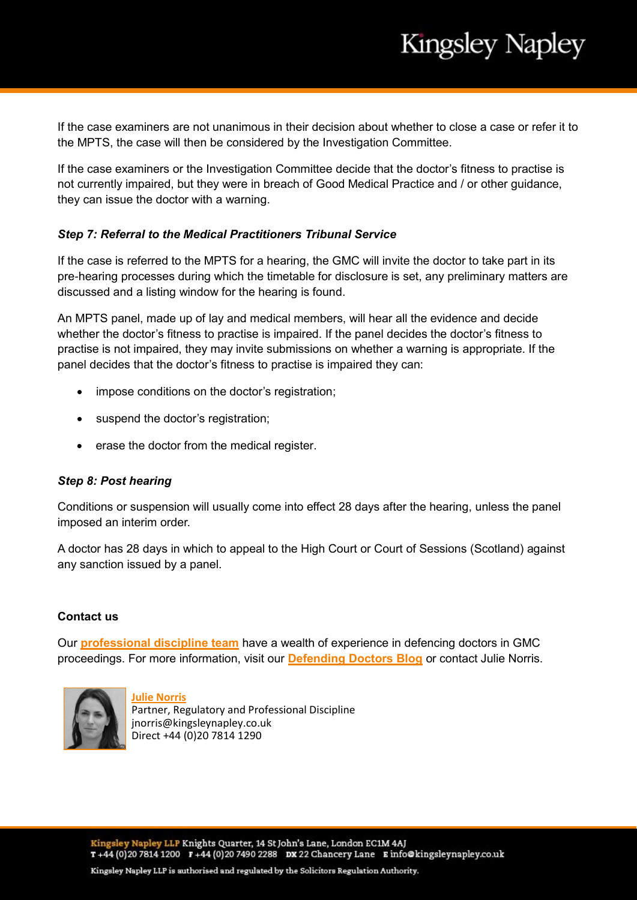If the case examiners are not unanimous in their decision about whether to close a case or refer it to the MPTS, the case will then be considered by the Investigation Committee.

If the case examiners or the Investigation Committee decide that the doctor's fitness to practise is not currently impaired, but they were in breach of Good Medical Practice and / or other guidance, they can issue the doctor with a warning.

***Step 7: Referral to the Medical Practitioners Tribunal Service***

If the case is referred to the MPTS for a hearing, the GMC will invite the doctor to take part in its pre-hearing processes during which the timetable for disclosure is set, any preliminary matters are discussed and a listing window for the hearing is found.

An MPTS panel, made up of lay and medical members, will hear all the evidence and decide whether the doctor's fitness to practise is impaired. If the panel decides the doctor's fitness to practise is not impaired, they may invite submissions on whether a warning is appropriate. If the panel decides that the doctor's fitness to practise is impaired they can:

- impose conditions on the doctor's registration;
- suspend the doctor's registration;
- erase the doctor from the medical register.

***Step 8: Post hearing***

Conditions or suspension will usually come into effect 28 days after the hearing, unless the panel imposed an interim order.

A doctor has 28 days in which to appeal to the High Court or Court of Sessions (Scotland) against any sanction issued by a panel.

**Contact us**

Our **professional discipline team** have a wealth of experience in defencing doctors in GMC proceedings. For more information, visit our **Defending Doctors Blog** or contact Julie Norris.

**Julie Norris**
Partner, Regulatory and Professional Discipline
jnorris@kingsleynapley.co.uk
Direct +44 (0)20 7814 1290